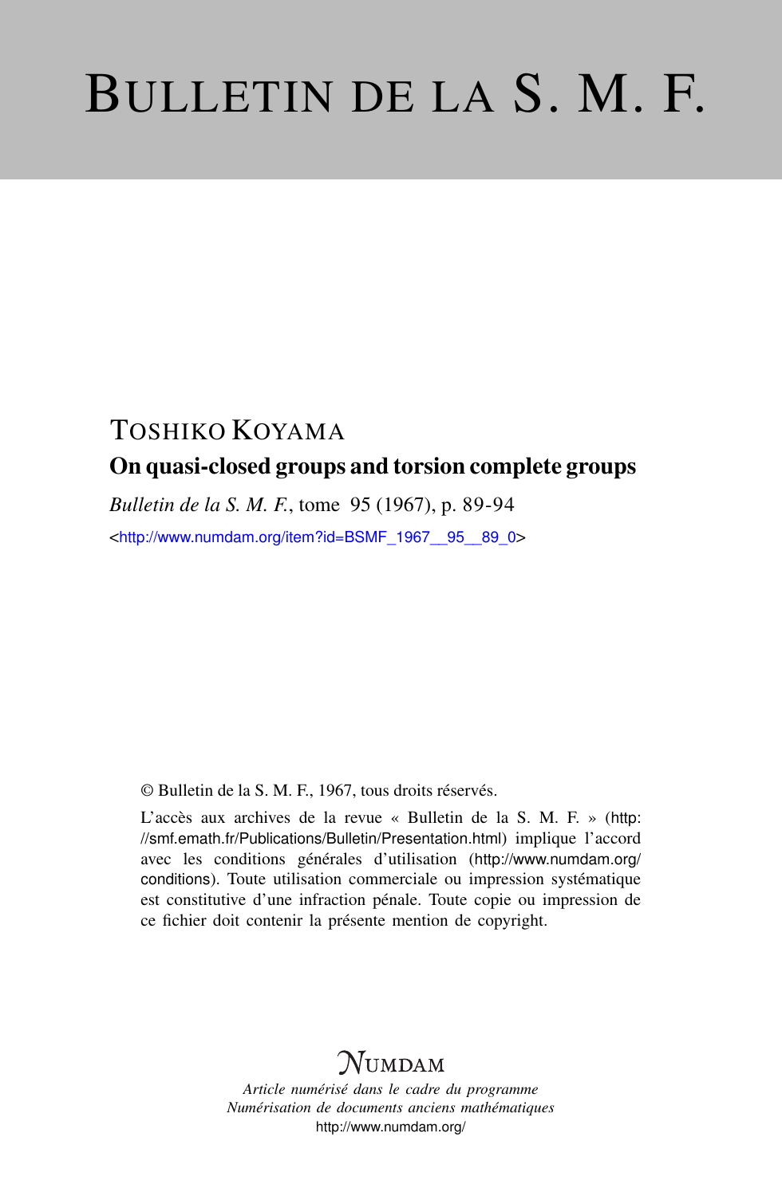# BULLETIN DE LA S. M. F.

TOSHIKO KOYAMA

**On quasi-closed groups and torsion complete groups**

*Bulletin de la S. M. F.*, tome 95 (1967), p. 89-94

<http://www.numdam.org/item?id=BSMF_1967__95__89_0>

© Bulletin de la S. M. F., 1967, tous droits réservés.

L'accès aux archives de la revue « Bulletin de la S. M. F. » (http://smf.emath.fr/Publications/Bulletin/Presentation.html) implique l'accord avec les conditions générales d'utilisation (http://www.numdam.org/conditions). Toute utilisation commerciale ou impression systématique est constitutive d'une infraction pénale. Toute copie ou impression de ce fichier doit contenir la présente mention de copyright.

NUMDAM

*Article numérisé dans le cadre du programme Numérisation de documents anciens mathématiques*

http://www.numdam.org/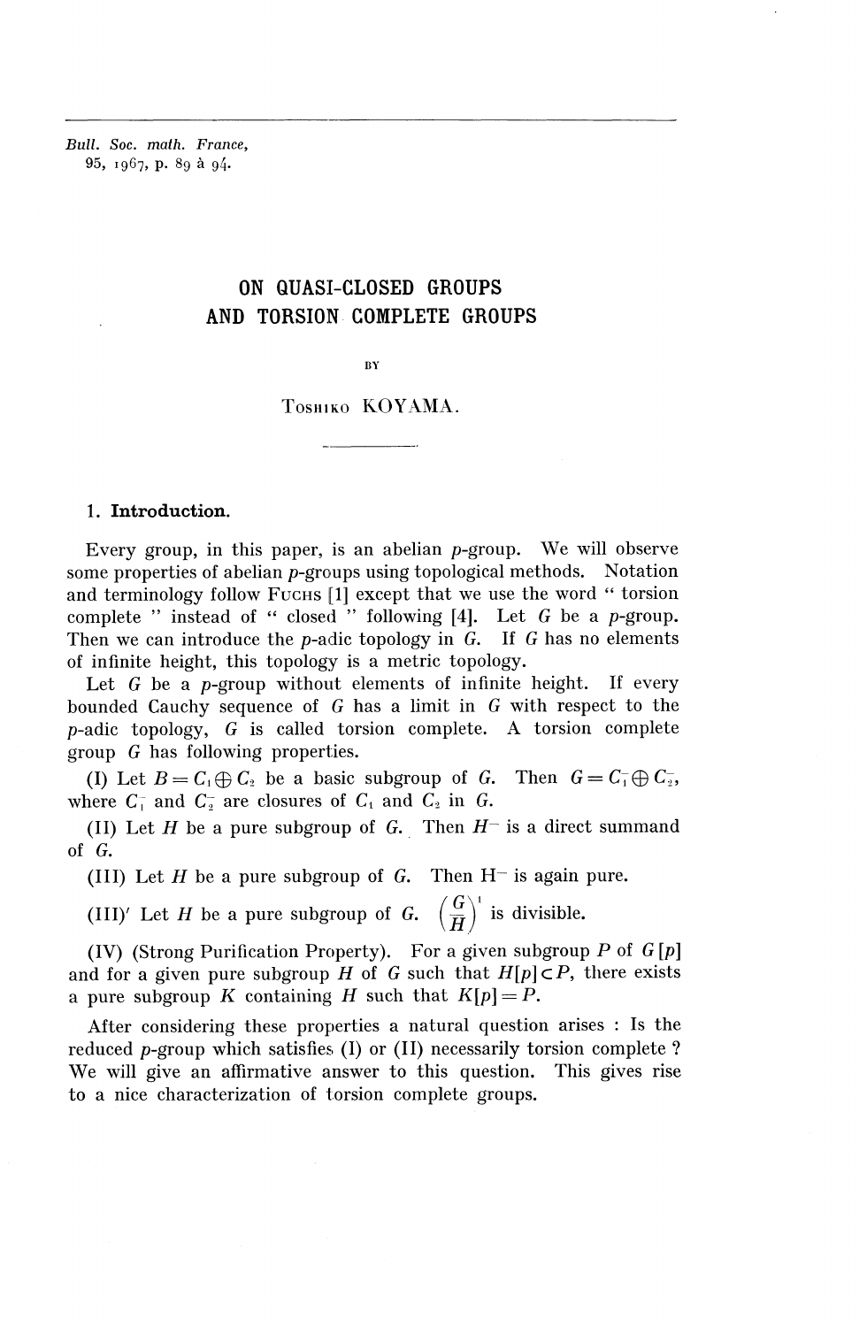Bull. Soc. math. France,
95, 1967, p. 89 à 94.

# ON QUASI-CLOSED GROUPS AND TORSION COMPLETE GROUPS

BY

Toshiko KOYAMA.

## 1. Introduction.

Every group, in this paper, is an abelian $p$-group. We will observe some properties of abelian $p$-groups using topological methods. Notation and terminology follow Fuchs [1] except that we use the word " torsion complete " instead of " closed " following [4]. Let $G$ be a $p$-group. Then we can introduce the $p$-adic topology in $G$. If $G$ has no elements of infinite height, this topology is a metric topology.

Let $G$ be a $p$-group without elements of infinite height. If every bounded Cauchy sequence of $G$ has a limit in $G$ with respect to the $p$-adic topology, $G$ is called torsion complete. A torsion complete group $G$ has following properties.

(I) Let $B = C_1 \oplus C_2$ be a basic subgroup of $G$. Then $G = C_1^- \oplus C_2^-$, where $C_1^-$ and $C_2^-$ are closures of $C_1$ and $C_2$ in $G$.

(II) Let $H$ be a pure subgroup of $G$. Then $H^-$ is a direct summand of $G$.

(III) Let $H$ be a pure subgroup of $G$. Then $H^-$ is again pure.

(III)' Let $H$ be a pure subgroup of $G$. $\left(\dfrac{G}{H}\right)^1$ is divisible.

(IV) (Strong Purification Property). For a given subgroup $P$ of $G[p]$ and for a given pure subgroup $H$ of $G$ such that $H[p] \subset P$, there exists a pure subgroup $K$ containing $H$ such that $K[p] = P$.

After considering these properties a natural question arises : Is the reduced $p$-group which satisfies (I) or (II) necessarily torsion complete ? We will give an affirmative answer to this question. This gives rise to a nice characterization of torsion complete groups.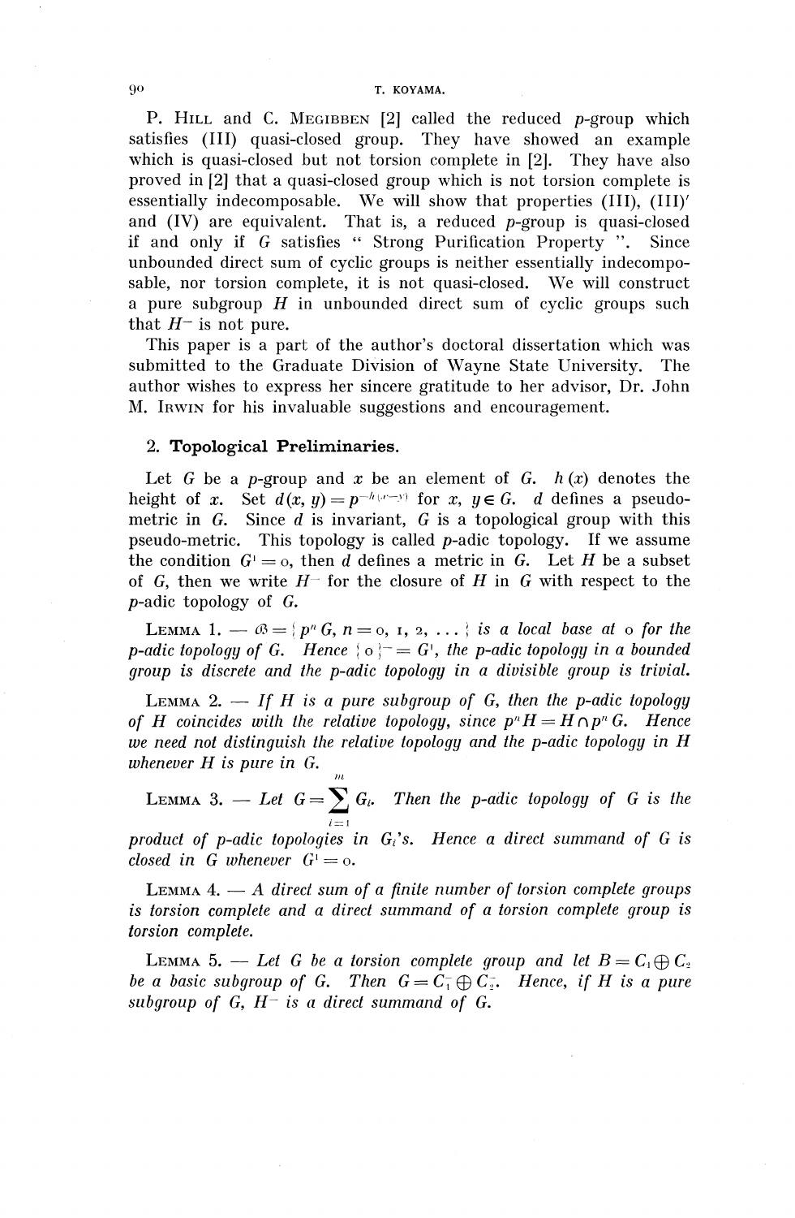P. HILL and C. MEGIBBEN [2] called the reduced $p$-group which satisfies (III) quasi-closed group. They have showed an example which is quasi-closed but not torsion complete in [2]. They have also proved in [2] that a quasi-closed group which is not torsion complete is essentially indecomposable. We will show that properties (III), (III)' and (IV) are equivalent. That is, a reduced $p$-group is quasi-closed if and only if $G$ satisfies " Strong Purification Property ". Since unbounded direct sum of cyclic groups is neither essentially indecomposable, nor torsion complete, it is not quasi-closed. We will construct a pure subgroup $H$ in unbounded direct sum of cyclic groups such that $H^-$ is not pure.

This paper is a part of the author's doctoral dissertation which was submitted to the Graduate Division of Wayne State University. The author wishes to express her sincere gratitude to her advisor, Dr. John M. IRWIN for his invaluable suggestions and encouragement.

## 2. Topological Preliminaries.

Let $G$ be a $p$-group and $x$ be an element of $G$. $h(x)$ denotes the height of $x$. Set $d(x, y) = p^{-h(x-y)}$ for $x, y \in G$. $d$ defines a pseudo-metric in $G$. Since $d$ is invariant, $G$ is a topological group with this pseudo-metric. This topology is called $p$-adic topology. If we assume the condition $G^1 = 0$, then $d$ defines a metric in $G$. Let $H$ be a subset of $G$, then we write $H^-$ for the closure of $H$ in $G$ with respect to the $p$-adic topology of $G$.

LEMMA 1. — *$\mathcal{B} = \{p^n G, n = 0, 1, 2, \ldots\}$ is a local base at $0$ for the $p$-adic topology of $G$. Hence $\{0\}^- = G^1$, the $p$-adic topology in a bounded group is discrete and the $p$-adic topology in a divisible group is trivial.*

LEMMA 2. — *If $H$ is a pure subgroup of $G$, then the $p$-adic topology of $H$ coincides with the relative topology, since $p^n H = H \cap p^n G$. Hence we need not distinguish the relative topology and the $p$-adic topology in $H$ whenever $H$ is pure in $G$.*

LEMMA 3. — *Let $G = \sum_{i=1}^{m} G_i$. Then the $p$-adic topology of $G$ is the product of $p$-adic topologies in $G_i$'s. Hence a direct summand of $G$ is closed in $G$ whenever $G^1 = 0$.*

LEMMA 4. — *A direct sum of a finite number of torsion complete groups is torsion complete and a direct summand of a torsion complete group is torsion complete.*

LEMMA 5. — *Let $G$ be a torsion complete group and let $B = C_1 \oplus C_2$ be a basic subgroup of $G$. Then $G = C_1^- \oplus C_2^-$. Hence, if $H$ is a pure subgroup of $G$, $H^-$ is a direct summand of $G$.*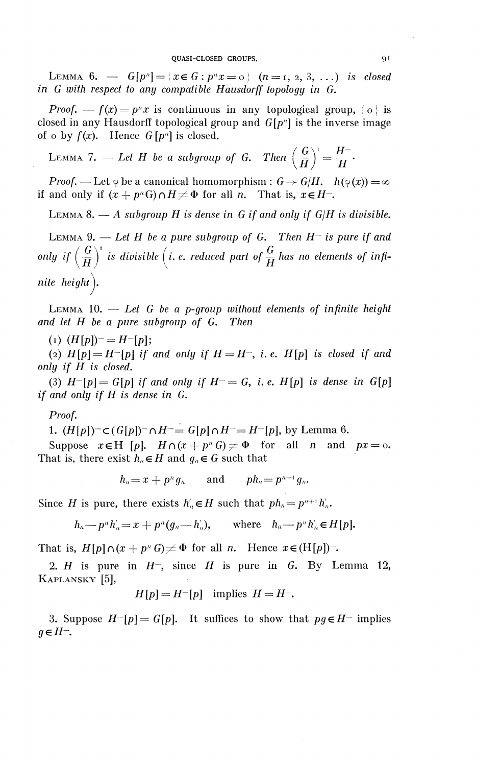**Lemma 6.** — $G[p^n] = \{x \in G : p^n x = 0\}$ $(n = 1, 2, 3, \ldots)$ *is closed in* $G$ *with respect to any compatible Hausdorff topology in* $G$.

*Proof.* — $f(x) = p^n x$ is continuous in any topological group, $\{0\}$ is closed in any Hausdorff topological group and $G[p^n]$ is the inverse image of $0$ by $f(x)$. Hence $G[p^n]$ is closed.

**Lemma 7.** — *Let* $H$ *be a subgroup of* $G$. *Then* $\left(\frac{G}{H}\right)^1 = \frac{H^-}{H}$.

*Proof.* — Let $\varphi$ be a canonical homomorphism : $G \to G/H$. $h(\varphi(x)) = \infty$ if and only if $(x + p^n G) \cap H \neq \Phi$ for all $n$. That is, $x \in H^-$.

**Lemma 8.** — *A subgroup* $H$ *is dense in* $G$ *if and only if* $G/H$ *is divisible.*

**Lemma 9.** — *Let* $H$ *be a pure subgroup of* $G$. *Then* $H^-$ *is pure if and only if* $\left(\frac{G}{H}\right)^1$ *is divisible* $\left(i. e. \text{ reduced part of } \frac{G}{H} \text{ has no elements of infinite height}\right)$.

**Lemma 10.** — *Let* $G$ *be a* $p$*-group without elements of infinite height and let* $H$ *be a pure subgroup of* $G$. *Then*

(1) $(H[p])^- = H^-[p]$;

(2) $H[p] = H^-[p]$ *if and only if* $H = H^-$, *i. e.* $H[p]$ *is closed if and only if* $H$ *is closed.*

(3) $H^-[p] = G[p]$ *if and only if* $H^- = G$, *i. e.* $H[p]$ *is dense in* $G[p]$ *if and only if* $H$ *is dense in* $G$.

*Proof.*

1. $(H[p])^- \subset (G[p])^- \cap H^- = G[p] \cap H^- = H^-[p]$, by Lemma 6.

Suppose $x \in H^-[p]$. $H \cap (x + p^n G) \neq \Phi$ for all $n$ and $px = 0$. That is, there exist $h_n \in H$ and $g_n \in G$ such that

$$h_n = x + p^n g_n \qquad \text{and} \qquad ph_n = p^{n+1} g_n.$$

Since $H$ is pure, there exists $h'_n \in H$ such that $ph_n = p^{n+1} h'_n$.

$$h_n - p^n h'_n = x + p^n (g_n - h'_n), \qquad \text{where} \quad h_n - p^n h'_n \in H[p].$$

That is, $H[p] \cap (x + p^n G) \neq \Phi$ for all $n$. Hence $x \in (H[p])^-$.

2. $H$ is pure in $H^-$, since $H$ is pure in $G$. By Lemma 12, Kaplansky [5],

$$H[p] = H^-[p] \text{ implies } H = H^-.$$

3. Suppose $H^-[p] = G[p]$. It suffices to show that $pg \in H^-$ implies $g \in H^-$.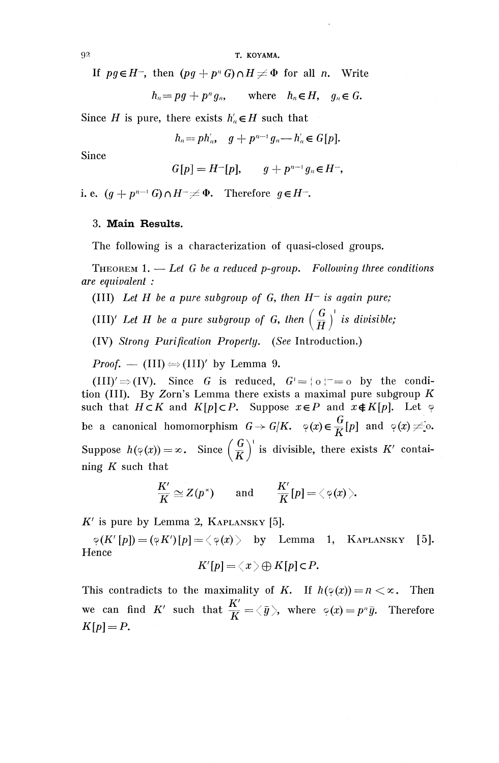If $pg \in H^-$, then $(pg + p^n G) \cap H \neq \Phi$ for all $n$. Write

$$h_n = pg + p^n g_n, \qquad \text{where} \quad h_n \in H, \quad g_n \in G.$$

Since $H$ is pure, there exists $h'_n \in H$ such that

$$h_n = ph'_n, \quad g + p^{n-1} g_n - h'_n \in G[p].$$

Since

$$G[p] = H^-[p], \qquad g + p^{n-1} g_n \in H^-,$$

i. e. $(g + p^{n-1} G) \cap H^- \neq \Phi$. Therefore $g \in H^-$.

## 3. Main Results.

The following is a characterization of quasi-closed groups.

THEOREM 1. — *Let $G$ be a reduced $p$-group. Following three conditions are equivalent :*

(III) *Let $H$ be a pure subgroup of $G$, then $H^-$ is again pure;*

(III)$'$ *Let $H$ be a pure subgroup of $G$, then $\left(\frac{G}{H}\right)^1$ is divisible;*

(IV) *Strong Purification Property.* (*See* Introduction.)

*Proof.* — (III) $\Leftrightarrow$ (III)$'$ by Lemma 9.

(III)$' \Rightarrow$ (IV). Since $G$ is reduced, $G^1 = \{0\}^- = 0$ by the condition (III). By Zorn's Lemma there exists a maximal pure subgroup $K$ such that $H \subset K$ and $K[p] \subset P$. Suppose $x \in P$ and $x \notin K[p]$. Let $\varphi$ be a canonical homomorphism $G \to G/K$. $\varphi(x) \in \frac{G}{K}[p]$ and $\varphi(x) \neq 0$. Suppose $h(\varphi(x)) = \infty$. Since $\left(\frac{G}{K}\right)^1$ is divisible, there exists $K'$ containing $K$ such that

$$\frac{K'}{K} \cong Z(p^\infty) \qquad \text{and} \qquad \frac{K'}{K}[p] = \langle \varphi(x) \rangle.$$

$K'$ is pure by Lemma 2, KAPLANSKY [5].

$\varphi(K'[p]) = (\varphi K')[p] = \langle \varphi(x) \rangle$ by Lemma 1, KAPLANSKY [5]. Hence

$$K'[p] = \langle x \rangle \oplus K[p] \subset P.$$

This contradicts to the maximality of $K$. If $h(\varphi(x)) = n < \infty$. Then we can find $K'$ such that $\frac{K'}{K} = \langle \bar{y} \rangle$, where $\varphi(x) = p^n \bar{y}$. Therefore $K[p] = P$.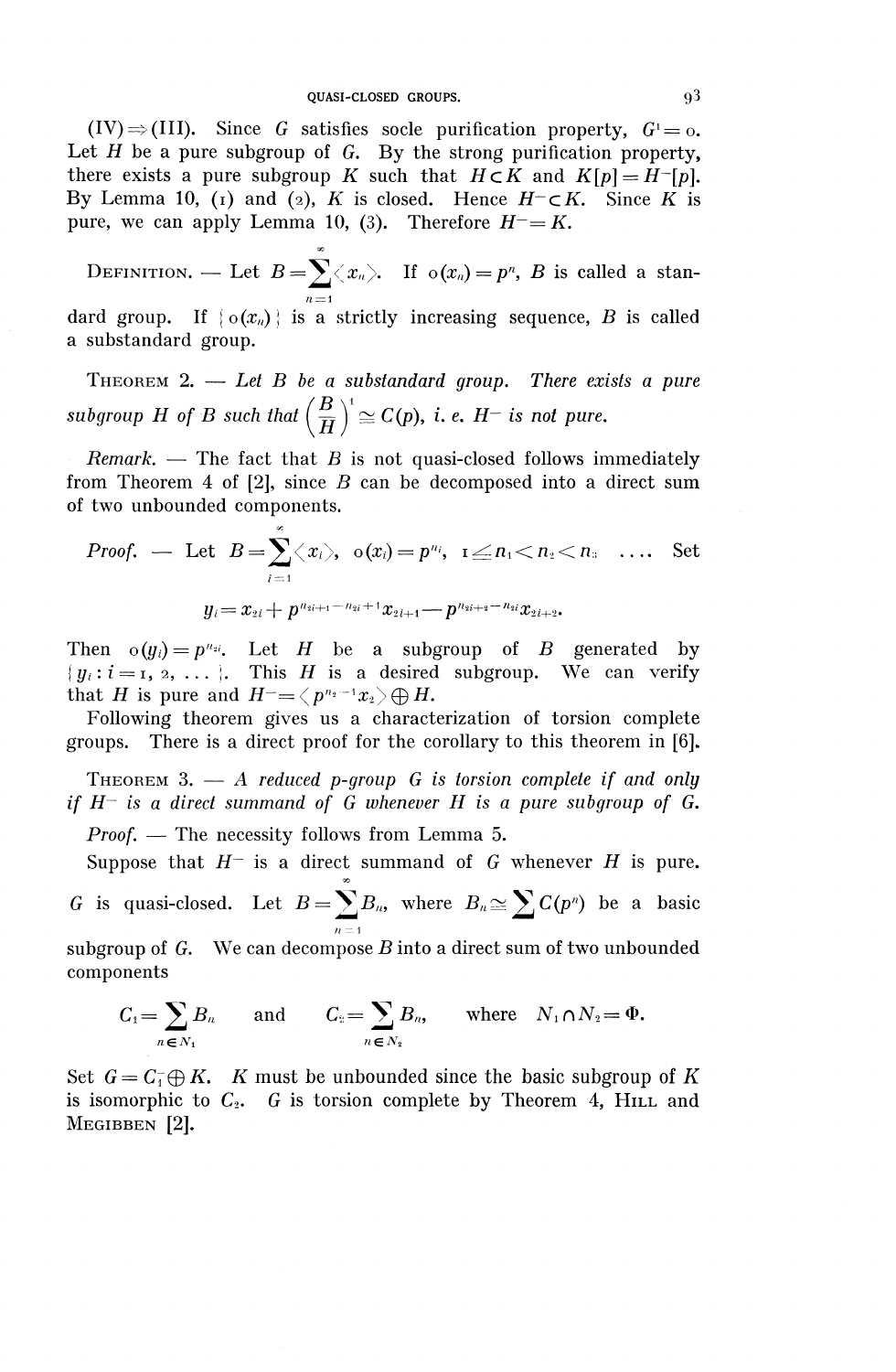(IV)$\Rightarrow$(III). Since $G$ satisfies socle purification property, $G^1 = 0$. Let $H$ be a pure subgroup of $G$. By the strong purification property, there exists a pure subgroup $K$ such that $H \subset K$ and $K[p] = H^-[p]$. By Lemma 10, (1) and (2), $K$ is closed. Hence $H^- \subset K$. Since $K$ is pure, we can apply Lemma 10, (3). Therefore $H^- = K$.

DEFINITION. — Let $B = \sum_{n=1}^{\infty} \langle x_n \rangle$. If $o(x_n) = p^n$, $B$ is called a standard group. If $\{o(x_n)\}$ is a strictly increasing sequence, $B$ is called a substandard group.

THEOREM 2. — *Let $B$ be a substandard group. There exists a pure subgroup $H$ of $B$ such that $\left(\frac{B}{H}\right)^1 \simeq C(p)$, i. e. $H^-$ is not pure.*

*Remark.* — The fact that $B$ is not quasi-closed follows immediately from Theorem 4 of [2], since $B$ can be decomposed into a direct sum of two unbounded components.

*Proof.* — Let $B = \sum_{i=1}^{\infty} \langle x_i \rangle$, $o(x_i) = p^{n_i}$, $1 \leq n_1 < n_2 < n_3 \ \ldots$. Set

$$y_i = x_{2i} + p^{n_{2i+1} - n_{2i} + 1} x_{2i+1} - p^{n_{2i+2} - n_{2i}} x_{2i+2}.$$

Then $o(y_i) = p^{n_{2i}}$. Let $H$ be a subgroup of $B$ generated by $\{y_i : i = 1, 2, \ldots\}$. This $H$ is a desired subgroup. We can verify that $H$ is pure and $H^- = \langle p^{n_2 - 1} x_2 \rangle \oplus H$.

Following theorem gives us a characterization of torsion complete groups. There is a direct proof for the corollary to this theorem in [6].

THEOREM 3. — *A reduced $p$-group $G$ is torsion complete if and only if $H^-$ is a direct summand of $G$ whenever $H$ is a pure subgroup of $G$.*

*Proof.* — The necessity follows from Lemma 5.

Suppose that $H^-$ is a direct summand of $G$ whenever $H$ is pure. $G$ is quasi-closed. Let $B = \sum_{n=1}^{\infty} B_n$, where $B_n \simeq \sum C(p^n)$ be a basic subgroup of $G$. We can decompose $B$ into a direct sum of two unbounded components

$$C_1 = \sum_{n \in N_1} B_n \quad \text{and} \quad C_2 = \sum_{n \in N_2} B_n, \quad \text{where } N_1 \cap N_2 = \Phi.$$

Set $G = C_1^- \oplus K$. $K$ must be unbounded since the basic subgroup of $K$ is isomorphic to $C_2$. $G$ is torsion complete by Theorem 4, HILL and MEGIBBEN [2].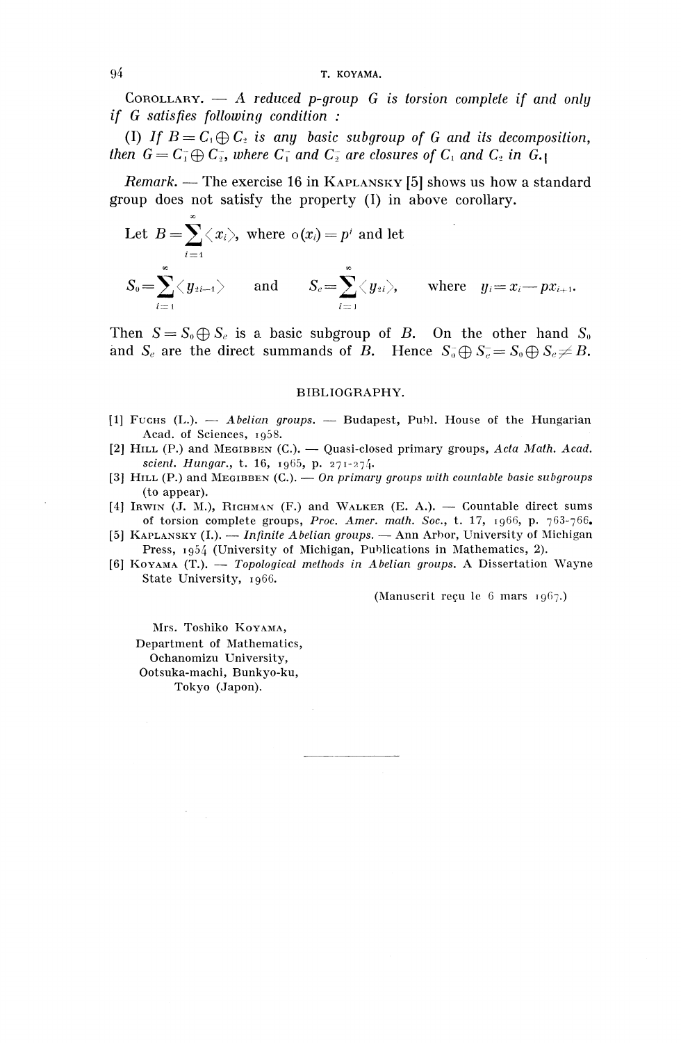COROLLARY. — *A reduced p-group G is torsion complete if and only if G satisfies following condition :*

(I) *If $B = C_1 \oplus C_2$ is any basic subgroup of G and its decomposition, then $G = C_1^- \oplus C_2^-$, where $C_1^-$ and $C_2^-$ are closures of $C_1$ and $C_2$ in G.*

*Remark.* — The exercise 16 in KAPLANSKY [5] shows us how a standard group does not satisfy the property (I) in above corollary.

Let $B = \sum_{i=1}^{\infty} \langle x_i \rangle$, where $o(x_i) = p^i$ and let

$$S_0 = \sum_{i=1}^{\infty} \langle y_{2i-1} \rangle \quad \text{and} \quad S_e = \sum_{i=1}^{\infty} \langle y_{2i} \rangle, \quad \text{where} \quad y_i = x_i - px_{i+1}.$$

Then $S = S_0 \oplus S_e$ is a basic subgroup of $B$. On the other hand $S_0$ and $S_e$ are the direct summands of $B$. Hence $S_0^- \oplus S_e^- = S_0 \oplus S_e \neq B$.

## BIBLIOGRAPHY.

[1] FUCHS (L.). — *Abelian groups.* — Budapest, Publ. House of the Hungarian Acad. of Sciences, 1958.

[2] HILL (P.) and MEGIBBEN (C.). — Quasi-closed primary groups, *Acta Math. Acad. scient. Hungar.*, t. 16, 1965, p. 271-274.

[3] HILL (P.) and MEGIBBEN (C.). — *On primary groups with countable basic subgroups* (to appear).

[4] IRWIN (J. M.), RICHMAN (F.) and WALKER (E. A.). — Countable direct sums of torsion complete groups, *Proc. Amer. math. Soc.*, t. 17, 1966, p. 763-766.

[5] KAPLANSKY (I.). — *Infinite Abelian groups.* — Ann Arbor, University of Michigan Press, 1954 (University of Michigan, Publications in Mathematics, 2).

[6] KOYAMA (T.). — *Topological methods in Abelian groups.* A Dissertation Wayne State University, 1966.

(Manuscrit reçu le 6 mars 1967.)

Mrs. Toshiko KOYAMA,
Department of Mathematics,
Ochanomizu University,
Ootsuka-machi, Bunkyo-ku,
Tokyo (Japon).